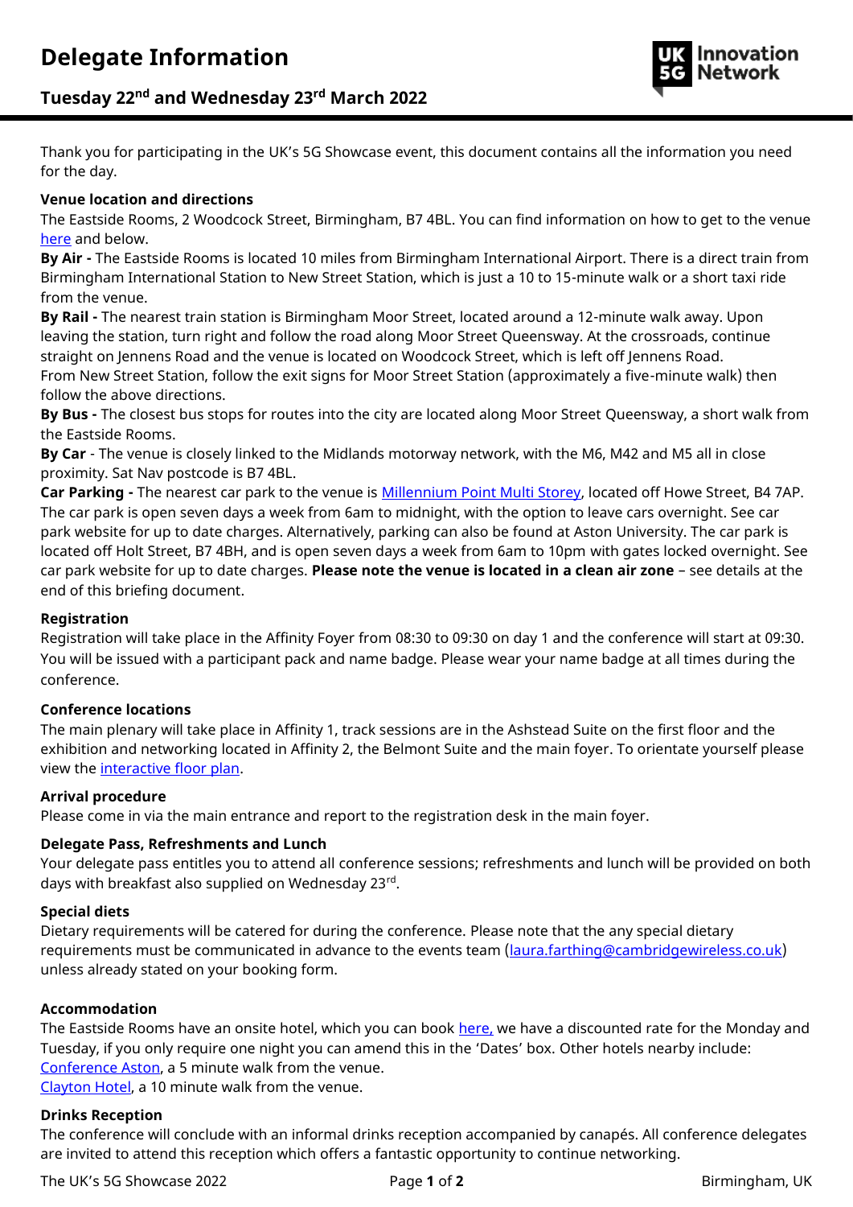# Delegate Information

## Tuesday 22nd and Wednesday 23rd March 2022

Thank you for participating in the UK's 5G Showcase event, this document contains all the information you need for the day.

**Venue location and directions**

The Eastside Rooms, 2 Woodcock Street, Birmingham, B7 4BL. You can find information on how to get to the venue here and below.

**By Air -** The Eastside Rooms is located 10 miles from Birmingham International Airport. There is a direct train from Birmingham International Station to New Street Station, which is just a 10 to 15-minute walk or a short taxi ride from the venue.

**By Rail -** The nearest train station is Birmingham Moor Street, located around a 12-minute walk away. Upon leaving the station, turn right and follow the road along Moor Street Queensway. At the crossroads, continue straight on Jennens Road and the venue is located on Woodcock Street, which is left off Jennens Road.

From New Street Station, follow the exit signs for Moor Street Station (approximately a five-minute walk) then follow the above directions.

**By Bus -** The closest bus stops for routes into the city are located along Moor Street Queensway, a short walk from the Eastside Rooms.

**By Car** - The venue is closely linked to the Midlands motorway network, with the M6, M42 and M5 all in close proximity. Sat Nav postcode is B7 4BL.

**Car Parking -** The nearest car park to the venue is Millennium Point Multi Storey, located off Howe Street, B4 7AP. The car park is open seven days a week from 6am to midnight, with the option to leave cars overnight. See car park website for up to date charges. Alternatively, parking can also be found at Aston University. The car park is located off Holt Street, B7 4BH, and is open seven days a week from 6am to 10pm with gates locked overnight. See car park website for up to date charges. **Please note the venue is located in a clean air zone** – see details at the end of this briefing document.

**Registration**

Registration will take place in the Affinity Foyer from 08:30 to 09:30 on day 1 and the conference will start at 09:30. You will be issued with a participant pack and name badge. Please wear your name badge at all times during the conference.

**Conference locations**

The main plenary will take place in Affinity 1, track sessions are in the Ashstead Suite on the first floor and the exhibition and networking located in Affinity 2, the Belmont Suite and the main foyer. To orientate yourself please view the interactive floor plan.

**Arrival procedure**

Please come in via the main entrance and report to the registration desk in the main foyer.

**Delegate Pass, Refreshments and Lunch**

Your delegate pass entitles you to attend all conference sessions; refreshments and lunch will be provided on both days with breakfast also supplied on Wednesday 23rd.

**Special diets**

Dietary requirements will be catered for during the conference. Please note that the any special dietary requirements must be communicated in advance to the events team (laura.farthing@cambridgewireless.co.uk) unless already stated on your booking form.

**Accommodation**

The Eastside Rooms have an onsite hotel, which you can book here, we have a discounted rate for the Monday and Tuesday, if you only require one night you can amend this in the 'Dates' box. Other hotels nearby include:

Conference Aston, a 5 minute walk from the venue.

Clayton Hotel, a 10 minute walk from the venue.

**Drinks Reception**

The conference will conclude with an informal drinks reception accompanied by canapés. All conference delegates are invited to attend this reception which offers a fantastic opportunity to continue networking.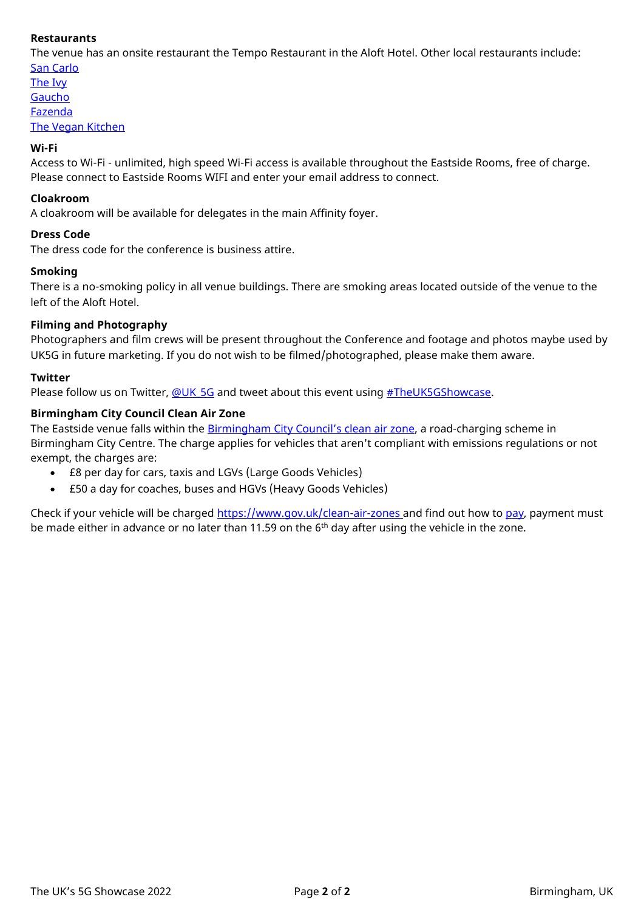**Restaurants**

The venue has an onsite restaurant the Tempo Restaurant in the Aloft Hotel. Other local restaurants include:
San Carlo
The Ivy
Gaucho
Fazenda
The Vegan Kitchen

**Wi-Fi**

Access to Wi-Fi - unlimited, high speed Wi-Fi access is available throughout the Eastside Rooms, free of charge. Please connect to Eastside Rooms WIFI and enter your email address to connect.

**Cloakroom**

A cloakroom will be available for delegates in the main Affinity foyer.

**Dress Code**

The dress code for the conference is business attire.

**Smoking**

There is a no-smoking policy in all venue buildings. There are smoking areas located outside of the venue to the left of the Aloft Hotel.

**Filming and Photography**

Photographers and film crews will be present throughout the Conference and footage and photos maybe used by UK5G in future marketing. If you do not wish to be filmed/photographed, please make them aware.

**Twitter**

Please follow us on Twitter, @UK_5G and tweet about this event using #TheUK5GShowcase.

**Birmingham City Council Clean Air Zone**

The Eastside venue falls within the Birmingham City Council's clean air zone, a road-charging scheme in Birmingham City Centre. The charge applies for vehicles that aren't compliant with emissions regulations or not exempt, the charges are:

- £8 per day for cars, taxis and LGVs (Large Goods Vehicles)
- £50 a day for coaches, buses and HGVs (Heavy Goods Vehicles)

Check if your vehicle will be charged https://www.gov.uk/clean-air-zones and find out how to pay, payment must be made either in advance or no later than 11.59 on the 6th day after using the vehicle in the zone.